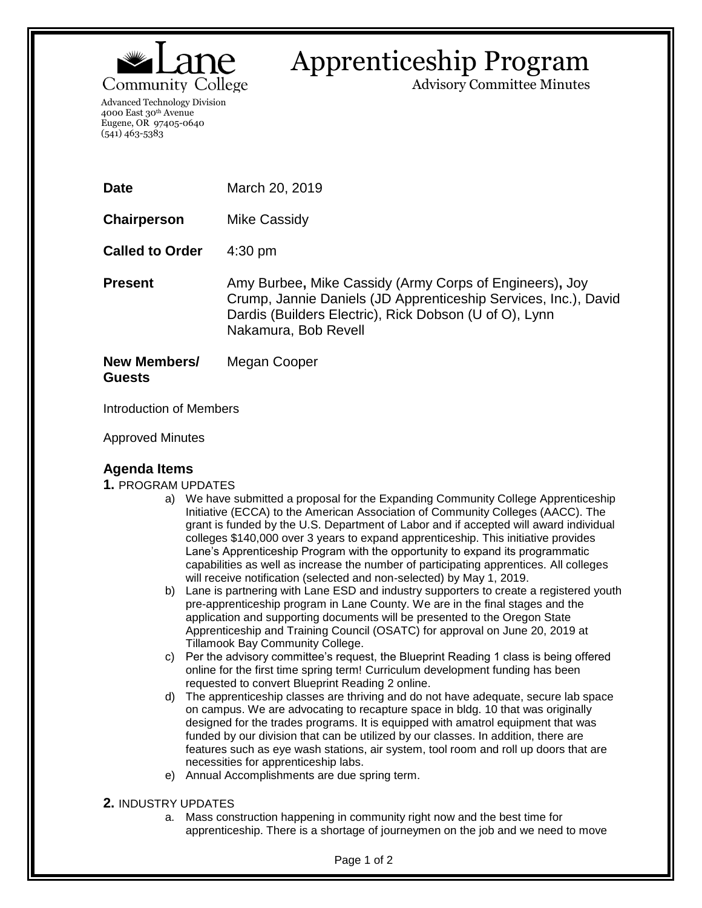# Apprenticeship Program

Advisory Committee Minutes

Lane Community College

Advanced Technology Division
4000 East 30th Avenue
Eugene, OR 97405-0640
(541) 463-5383

**Date** March 20, 2019

**Chairperson** Mike Cassidy

**Called to Order** 4:30 pm

**Present** Amy Burbee**,** Mike Cassidy (Army Corps of Engineers)**,** Joy Crump, Jannie Daniels (JD Apprenticeship Services, Inc.), David Dardis (Builders Electric), Rick Dobson (U of O), Lynn Nakamura, Bob Revell

**New Members/ Guests** Megan Cooper

Introduction of Members

Approved Minutes

## Agenda Items

**1.** PROGRAM UPDATES

a) We have submitted a proposal for the Expanding Community College Apprenticeship Initiative (ECCA) to the American Association of Community Colleges (AACC). The grant is funded by the U.S. Department of Labor and if accepted will award individual colleges $140,000 over 3 years to expand apprenticeship. This initiative provides Lane's Apprenticeship Program with the opportunity to expand its programmatic capabilities as well as increase the number of participating apprentices. All colleges will receive notification (selected and non-selected) by May 1, 2019.

b) Lane is partnering with Lane ESD and industry supporters to create a registered youth pre-apprenticeship program in Lane County. We are in the final stages and the application and supporting documents will be presented to the Oregon State Apprenticeship and Training Council (OSATC) for approval on June 20, 2019 at Tillamook Bay Community College.

c) Per the advisory committee's request, the Blueprint Reading 1 class is being offered online for the first time spring term! Curriculum development funding has been requested to convert Blueprint Reading 2 online.

d) The apprenticeship classes are thriving and do not have adequate, secure lab space on campus. We are advocating to recapture space in bldg. 10 that was originally designed for the trades programs. It is equipped with amatrol equipment that was funded by our division that can be utilized by our classes. In addition, there are features such as eye wash stations, air system, tool room and roll up doors that are necessities for apprenticeship labs.

e) Annual Accomplishments are due spring term.

**2.** INDUSTRY UPDATES

a. Mass construction happening in community right now and the best time for apprenticeship. There is a shortage of journeymen on the job and we need to move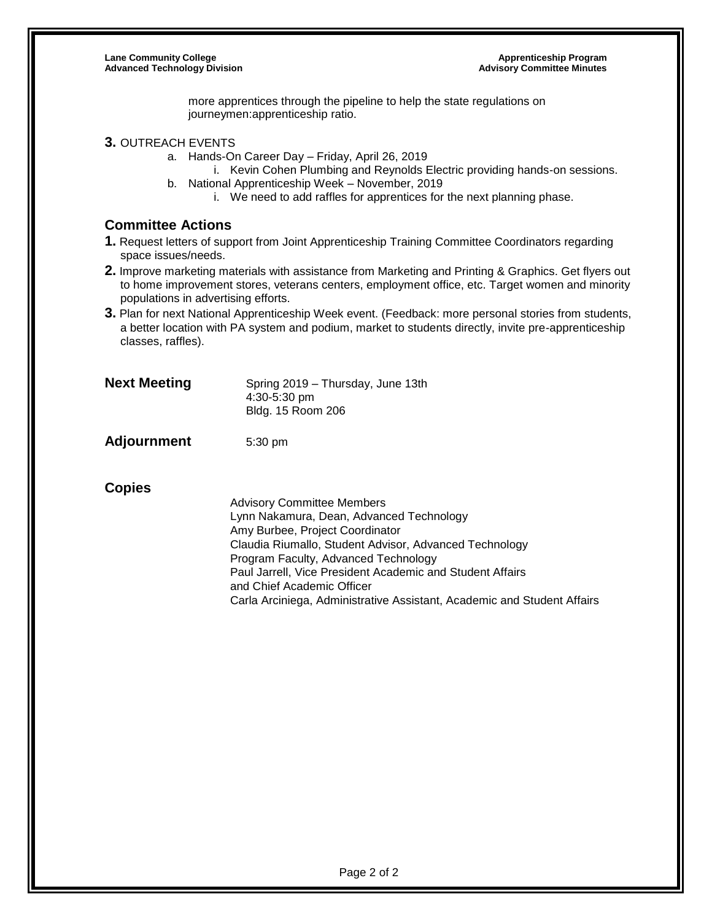more apprentices through the pipeline to help the state regulations on journeymen:apprenticeship ratio.

**3.** OUTREACH EVENTS

a. Hands-On Career Day – Friday, April 26, 2019
   i. Kevin Cohen Plumbing and Reynolds Electric providing hands-on sessions.
b. National Apprenticeship Week – November, 2019
   i. We need to add raffles for apprentices for the next planning phase.

## Committee Actions

**1.** Request letters of support from Joint Apprenticeship Training Committee Coordinators regarding space issues/needs.

**2.** Improve marketing materials with assistance from Marketing and Printing & Graphics. Get flyers out to home improvement stores, veterans centers, employment office, etc. Target women and minority populations in advertising efforts.

**3.** Plan for next National Apprenticeship Week event. (Feedback: more personal stories from students, a better location with PA system and podium, market to students directly, invite pre-apprenticeship classes, raffles).

**Next Meeting**

Spring 2019 – Thursday, June 13th
4:30-5:30 pm
Bldg. 15 Room 206

**Adjournment**

5:30 pm

## Copies

Advisory Committee Members
Lynn Nakamura, Dean, Advanced Technology
Amy Burbee, Project Coordinator
Claudia Riumallo, Student Advisor, Advanced Technology
Program Faculty, Advanced Technology
Paul Jarrell, Vice President Academic and Student Affairs and Chief Academic Officer
Carla Arciniega, Administrative Assistant, Academic and Student Affairs